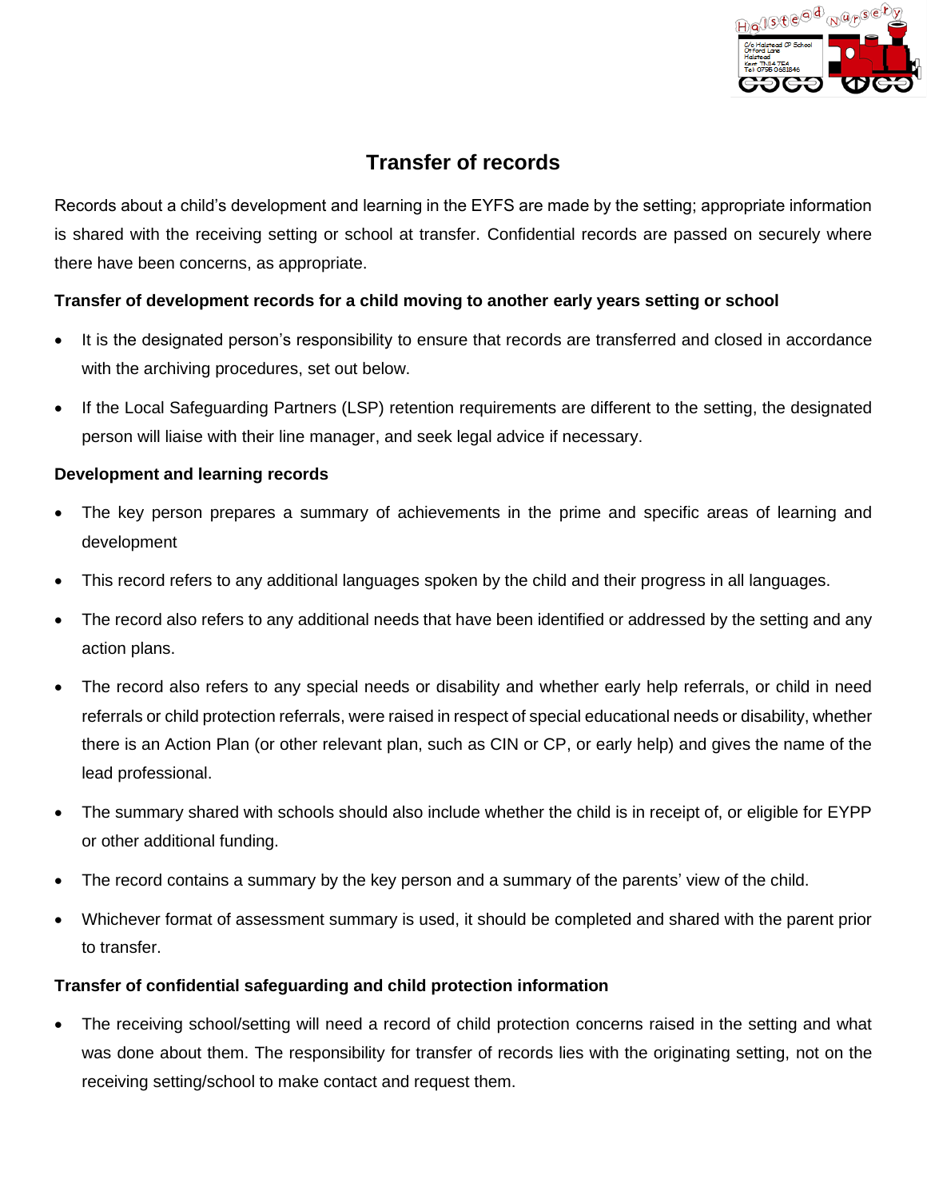# Transfer of records

Records about a child's development and learning in the EYFS are made by the setting; appropriate information is shared with the receiving setting or school at transfer. Confidential records are passed on securely where there have been concerns, as appropriate.

**Transfer of development records for a child moving to another early years setting or school**

- It is the designated person's responsibility to ensure that records are transferred and closed in accordance with the archiving procedures, set out below.
- If the Local Safeguarding Partners (LSP) retention requirements are different to the setting, the designated person will liaise with their line manager, and seek legal advice if necessary.

**Development and learning records**

- The key person prepares a summary of achievements in the prime and specific areas of learning and development
- This record refers to any additional languages spoken by the child and their progress in all languages.
- The record also refers to any additional needs that have been identified or addressed by the setting and any action plans.
- The record also refers to any special needs or disability and whether early help referrals, or child in need referrals or child protection referrals, were raised in respect of special educational needs or disability, whether there is an Action Plan (or other relevant plan, such as CIN or CP, or early help) and gives the name of the lead professional.
- The summary shared with schools should also include whether the child is in receipt of, or eligible for EYPP or other additional funding.
- The record contains a summary by the key person and a summary of the parents' view of the child.
- Whichever format of assessment summary is used, it should be completed and shared with the parent prior to transfer.

**Transfer of confidential safeguarding and child protection information**

- The receiving school/setting will need a record of child protection concerns raised in the setting and what was done about them. The responsibility for transfer of records lies with the originating setting, not on the receiving setting/school to make contact and request them.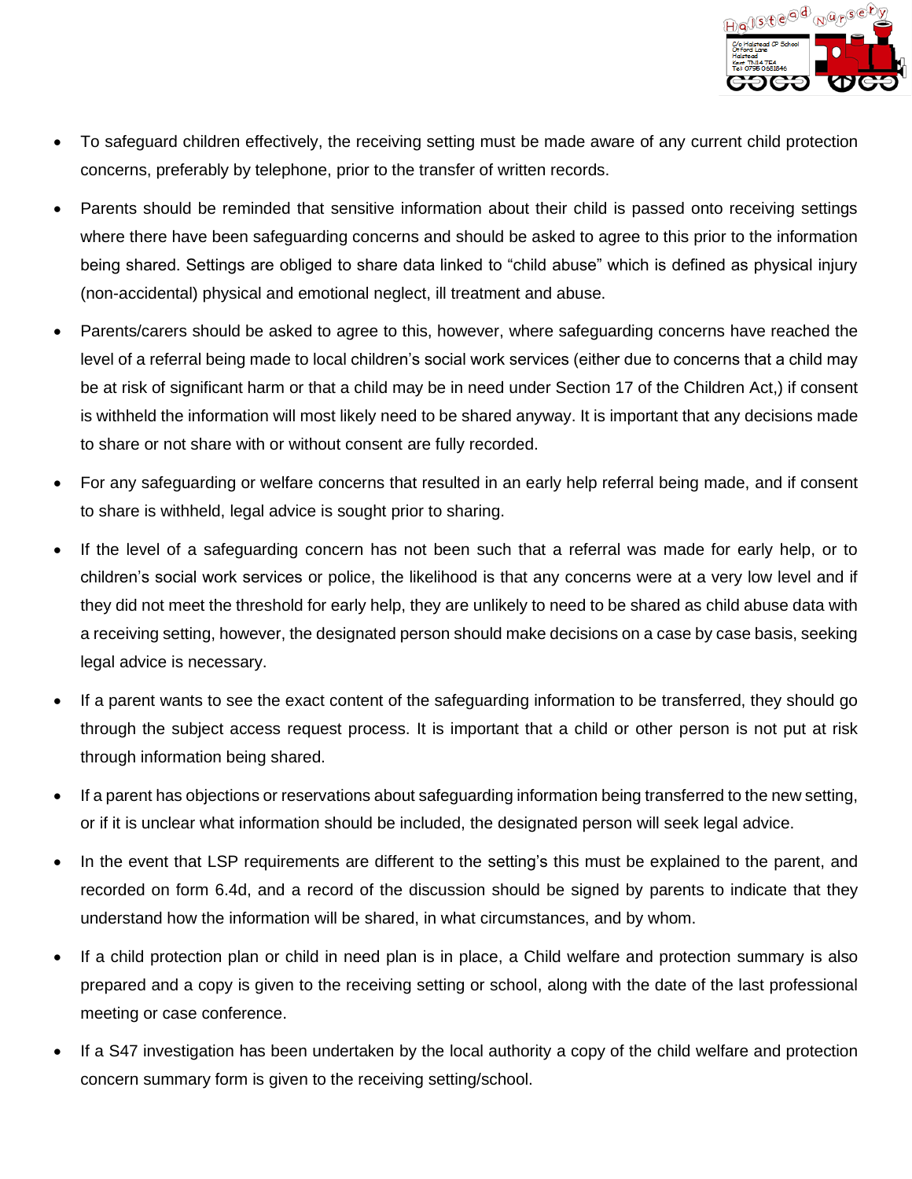- To safeguard children effectively, the receiving setting must be made aware of any current child protection concerns, preferably by telephone, prior to the transfer of written records.
- Parents should be reminded that sensitive information about their child is passed onto receiving settings where there have been safeguarding concerns and should be asked to agree to this prior to the information being shared. Settings are obliged to share data linked to "child abuse" which is defined as physical injury (non-accidental) physical and emotional neglect, ill treatment and abuse.
- Parents/carers should be asked to agree to this, however, where safeguarding concerns have reached the level of a referral being made to local children's social work services (either due to concerns that a child may be at risk of significant harm or that a child may be in need under Section 17 of the Children Act,) if consent is withheld the information will most likely need to be shared anyway. It is important that any decisions made to share or not share with or without consent are fully recorded.
- For any safeguarding or welfare concerns that resulted in an early help referral being made, and if consent to share is withheld, legal advice is sought prior to sharing.
- If the level of a safeguarding concern has not been such that a referral was made for early help, or to children's social work services or police, the likelihood is that any concerns were at a very low level and if they did not meet the threshold for early help, they are unlikely to need to be shared as child abuse data with a receiving setting, however, the designated person should make decisions on a case by case basis, seeking legal advice is necessary.
- If a parent wants to see the exact content of the safeguarding information to be transferred, they should go through the subject access request process. It is important that a child or other person is not put at risk through information being shared.
- If a parent has objections or reservations about safeguarding information being transferred to the new setting, or if it is unclear what information should be included, the designated person will seek legal advice.
- In the event that LSP requirements are different to the setting's this must be explained to the parent, and recorded on form 6.4d, and a record of the discussion should be signed by parents to indicate that they understand how the information will be shared, in what circumstances, and by whom.
- If a child protection plan or child in need plan is in place, a Child welfare and protection summary is also prepared and a copy is given to the receiving setting or school, along with the date of the last professional meeting or case conference.
- If a S47 investigation has been undertaken by the local authority a copy of the child welfare and protection concern summary form is given to the receiving setting/school.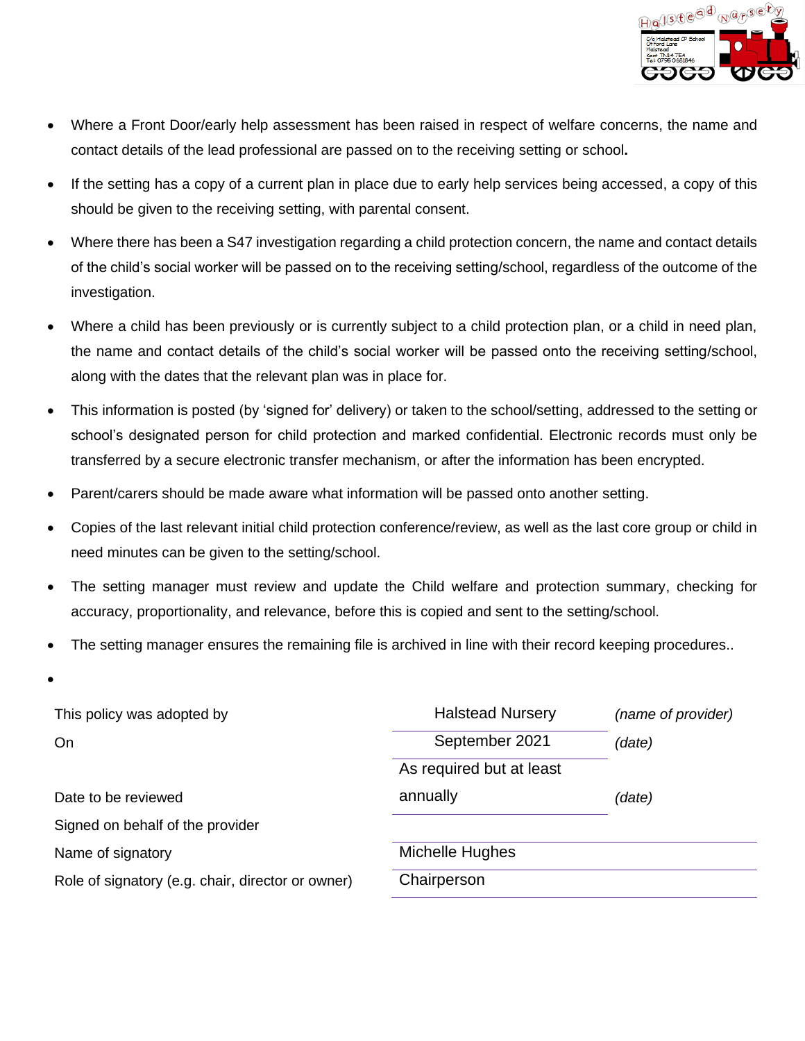- Where a Front Door/early help assessment has been raised in respect of welfare concerns, the name and contact details of the lead professional are passed on to the receiving setting or school**.**
- If the setting has a copy of a current plan in place due to early help services being accessed, a copy of this should be given to the receiving setting, with parental consent.
- Where there has been a S47 investigation regarding a child protection concern, the name and contact details of the child's social worker will be passed on to the receiving setting/school, regardless of the outcome of the investigation.
- Where a child has been previously or is currently subject to a child protection plan, or a child in need plan, the name and contact details of the child's social worker will be passed onto the receiving setting/school, along with the dates that the relevant plan was in place for.
- This information is posted (by 'signed for' delivery) or taken to the school/setting, addressed to the setting or school's designated person for child protection and marked confidential. Electronic records must only be transferred by a secure electronic transfer mechanism, or after the information has been encrypted.
- Parent/carers should be made aware what information will be passed onto another setting.
- Copies of the last relevant initial child protection conference/review, as well as the last core group or child in need minutes can be given to the setting/school.
- The setting manager must review and update the Child welfare and protection summary, checking for accuracy, proportionality, and relevance, before this is copied and sent to the setting/school.
- The setting manager ensures the remaining file is archived in line with their record keeping procedures..

| | | |
|---|---|---|
| This policy was adopted by | Halstead Nursery | *(name of provider)* |
| On | September 2021 | *(date)* |
| Date to be reviewed | As required but at least annually | *(date)* |
| Signed on behalf of the provider | | |
| Name of signatory | Michelle Hughes | |
| Role of signatory (e.g. chair, director or owner) | Chairperson | |